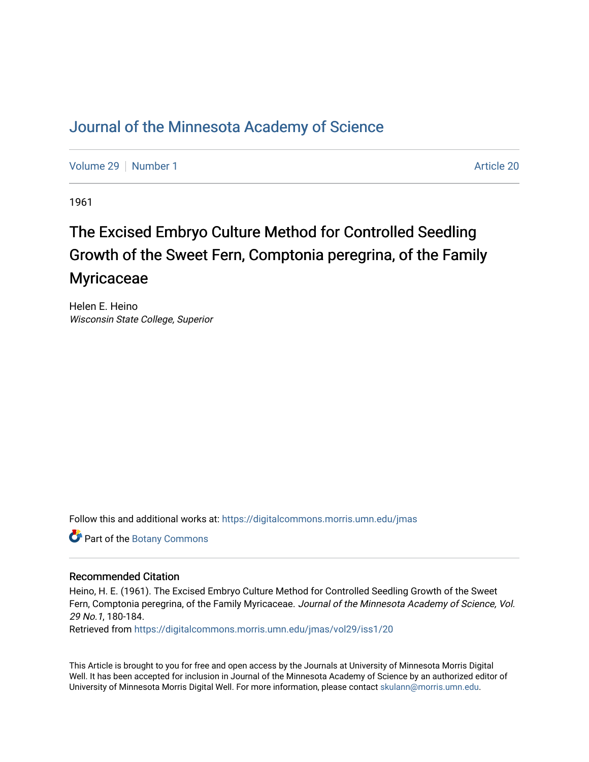# Journal of the Minnesota Academy of Science

Volume 29 | Number 1 | Article 20

1961

## The Excised Embryo Culture Method for Controlled Seedling Growth of the Sweet Fern, Comptonia peregrina, of the Family Myricaceae

Helen E. Heino
*Wisconsin State College, Superior*

Follow this and additional works at: https://digitalcommons.morris.umn.edu/jmas

Part of the Botany Commons

### Recommended Citation

Heino, H. E. (1961). The Excised Embryo Culture Method for Controlled Seedling Growth of the Sweet Fern, Comptonia peregrina, of the Family Myricaceae. *Journal of the Minnesota Academy of Science, Vol. 29 No.1*, 180-184.
Retrieved from https://digitalcommons.morris.umn.edu/jmas/vol29/iss1/20

This Article is brought to you for free and open access by the Journals at University of Minnesota Morris Digital Well. It has been accepted for inclusion in Journal of the Minnesota Academy of Science by an authorized editor of University of Minnesota Morris Digital Well. For more information, please contact skulann@morris.umn.edu.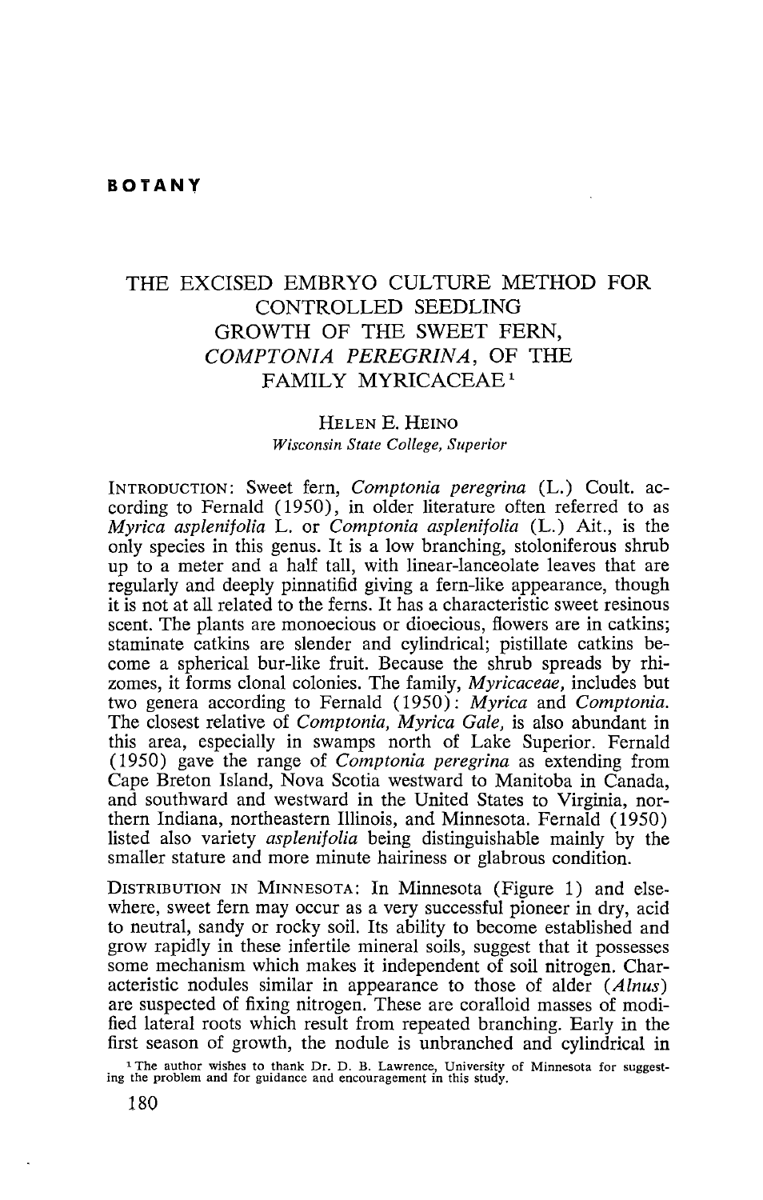**BOTANY**

# THE EXCISED EMBRYO CULTURE METHOD FOR CONTROLLED SEEDLING GROWTH OF THE SWEET FERN, *COMPTONIA PEREGRINA*, OF THE FAMILY MYRICACEAE[1]

HELEN E. HEINO
*Wisconsin State College, Superior*

INTRODUCTION: Sweet fern, *Comptonia peregrina* (L.) Coult. according to Fernald (1950), in older literature often referred to as *Myrica asplenifolia* L. or *Comptonia asplenifolia* (L.) Ait., is the only species in this genus. It is a low branching, stoloniferous shrub up to a meter and a half tall, with linear-lanceolate leaves that are regularly and deeply pinnatifid giving a fern-like appearance, though it is not at all related to the ferns. It has a characteristic sweet resinous scent. The plants are monoecious or dioecious, flowers are in catkins; staminate catkins are slender and cylindrical; pistillate catkins become a spherical bur-like fruit. Because the shrub spreads by rhizomes, it forms clonal colonies. The family, *Myricaceae,* includes but two genera according to Fernald (1950): *Myrica* and *Comptonia.* The closest relative of *Comptonia, Myrica Gale,* is also abundant in this area, especially in swamps north of Lake Superior. Fernald (1950) gave the range of *Comptonia peregrina* as extending from Cape Breton Island, Nova Scotia westward to Manitoba in Canada, and southward and westward in the United States to Virginia, northern Indiana, northeastern Illinois, and Minnesota. Fernald (1950) listed also variety *asplenifolia* being distinguishable mainly by the smaller stature and more minute hairiness or glabrous condition.

DISTRIBUTION IN MINNESOTA: In Minnesota (Figure 1) and elsewhere, sweet fern may occur as a very successful pioneer in dry, acid to neutral, sandy or rocky soil. Its ability to become established and grow rapidly in these infertile mineral soils, suggest that it possesses some mechanism which makes it independent of soil nitrogen. Characteristic nodules similar in appearance to those of alder (*Alnus*) are suspected of fixing nitrogen. These are coralloid masses of modified lateral roots which result from repeated branching. Early in the first season of growth, the nodule is unbranched and cylindrical in

[1] The author wishes to thank Dr. D. B. Lawrence, University of Minnesota for suggesting the problem and for guidance and encouragement in this study.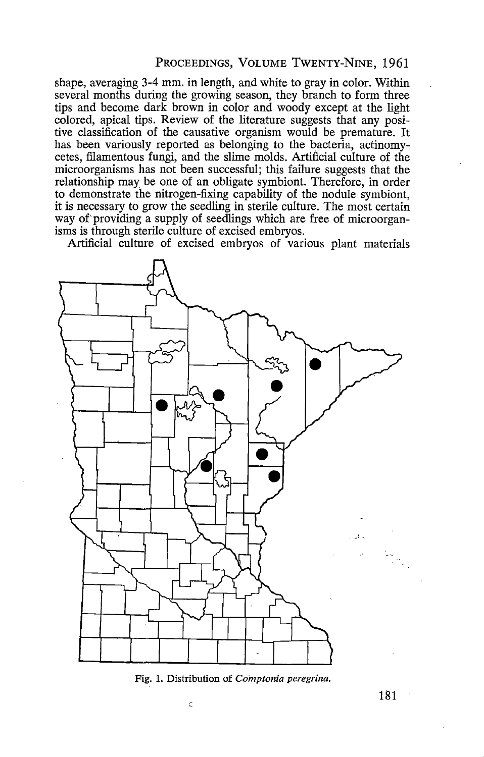shape, averaging 3-4 mm. in length, and white to gray in color. Within several months during the growing season, they branch to form three tips and become dark brown in color and woody except at the light colored, apical tips. Review of the literature suggests that any positive classification of the causative organism would be premature. It has been variously reported as belonging to the bacteria, actinomycetes, filamentous fungi, and the slime molds. Artificial culture of the microorganisms has not been successful; this failure suggests that the relationship may be one of an obligate symbiont. Therefore, in order to demonstrate the nitrogen-fixing capability of the nodule symbiont, it is necessary to grow the seedling in sterile culture. The most certain way of providing a supply of seedlings which are free of microorganisms is through sterile culture of excised embryos.

Artificial culture of excised embryos of various plant materials

Fig. 1. Distribution of *Comptonia peregrina.*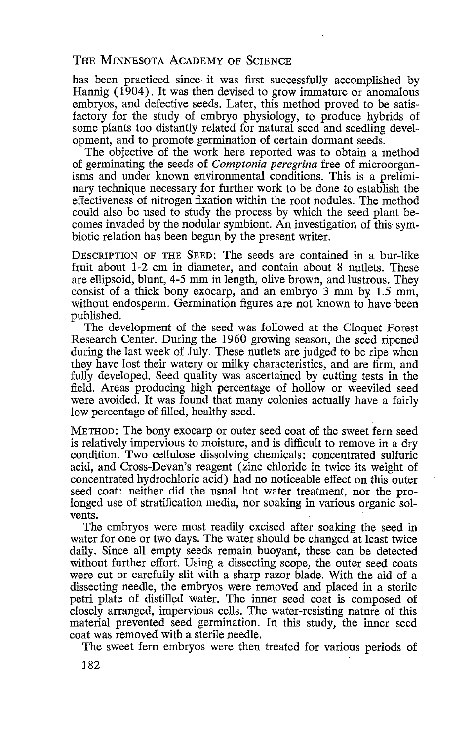has been practiced since it was first successfully accomplished by Hannig (1904). It was then devised to grow immature or anomalous embryos, and defective seeds. Later, this method proved to be satisfactory for the study of embryo physiology, to produce hybrids of some plants too distantly related for natural seed and seedling development, and to promote germination of certain dormant seeds.

The objective of the work here reported was to obtain a method of germinating the seeds of *Comptonia peregrina* free of microorganisms and under known environmental conditions. This is a preliminary technique necessary for further work to be done to establish the effectiveness of nitrogen fixation within the root nodules. The method could also be used to study the process by which the seed plant becomes invaded by the nodular symbiont. An investigation of this symbiotic relation has been begun by the present writer.

DESCRIPTION OF THE SEED: The seeds are contained in a bur-like fruit about 1-2 cm in diameter, and contain about 8 nutlets. These are ellipsoid, blunt, 4-5 mm in length, olive brown, and lustrous. They consist of a thick bony exocarp, and an embryo 3 mm by 1.5 mm, without endosperm. Germination figures are not known to have been published.

The development of the seed was followed at the Cloquet Forest Research Center. During the 1960 growing season, the seed ripened during the last week of July. These nutlets are judged to be ripe when they have lost their watery or milky characteristics, and are firm, and fully developed. Seed quality was ascertained by cutting tests in the field. Areas producing high percentage of hollow or weeviled seed were avoided. It was found that many colonies actually have a fairly low percentage of filled, healthy seed.

METHOD: The bony exocarp or outer seed coat of the sweet fern seed is relatively impervious to moisture, and is difficult to remove in a dry condition. Two cellulose dissolving chemicals: concentrated sulfuric acid, and Cross-Devan's reagent (zinc chloride in twice its weight of concentrated hydrochloric acid) had no noticeable effect on this outer seed coat: neither did the usual hot water treatment, nor the prolonged use of stratification media, nor soaking in various organic solvents.

The embryos were most readily excised after soaking the seed in water for one or two days. The water should be changed at least twice daily. Since all empty seeds remain buoyant, these can be detected without further effort. Using a dissecting scope, the outer seed coats were cut or carefully slit with a sharp razor blade. With the aid of a dissecting needle, the embryos were removed and placed in a sterile petri plate of distilled water. The inner seed coat is composed of closely arranged, impervious cells. The water-resisting nature of this material prevented seed germination. In this study, the inner seed coat was removed with a sterile needle.

The sweet fern embryos were then treated for various periods of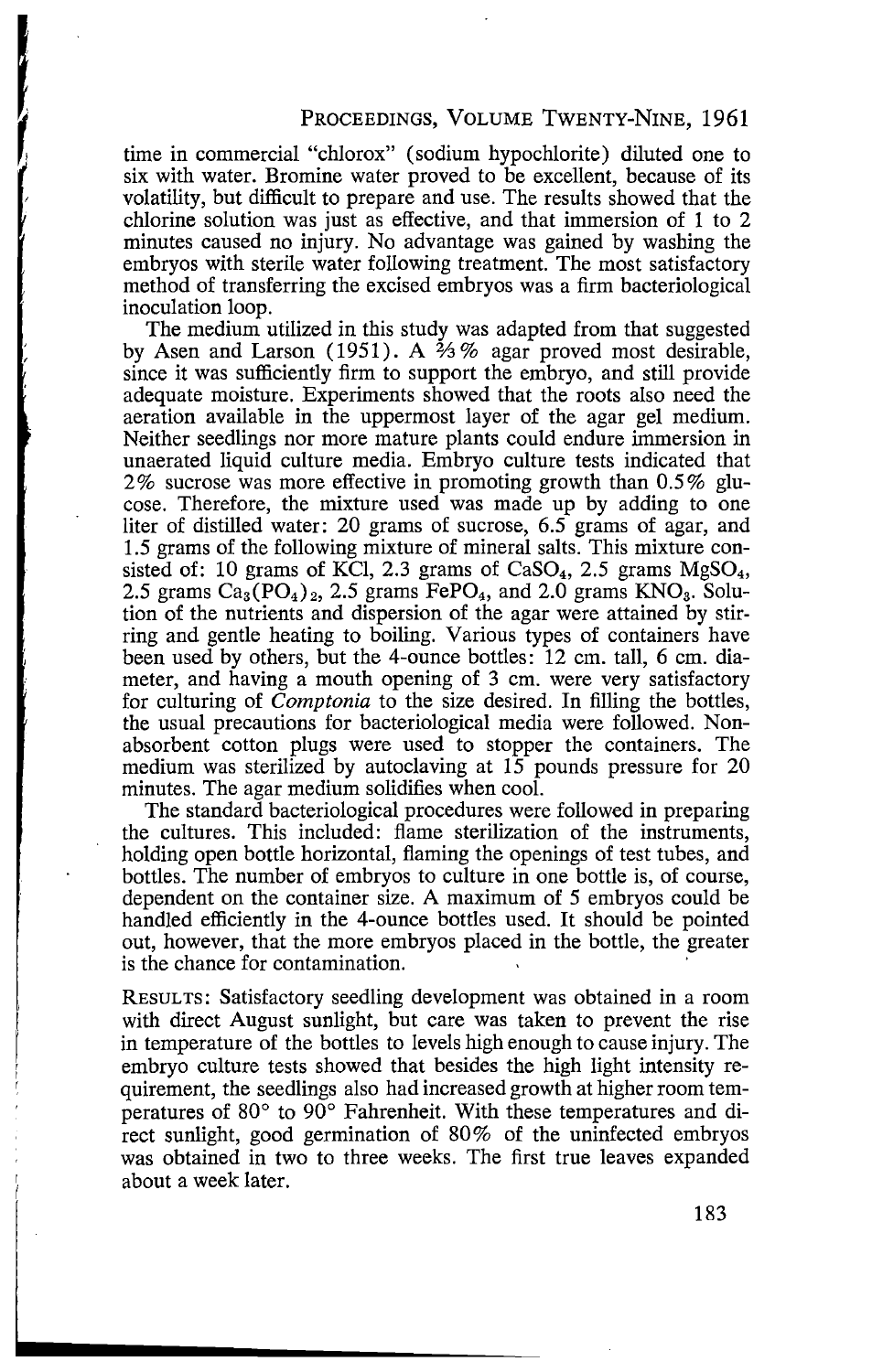time in commercial "chlorox" (sodium hypochlorite) diluted one to six with water. Bromine water proved to be excellent, because of its volatility, but difficult to prepare and use. The results showed that the chlorine solution was just as effective, and that immersion of 1 to 2 minutes caused no injury. No advantage was gained by washing the embryos with sterile water following treatment. The most satisfactory method of transferring the excised embryos was a firm bacteriological inoculation loop.

The medium utilized in this study was adapted from that suggested by Asen and Larson (1951). A ⅔% agar proved most desirable, since it was sufficiently firm to support the embryo, and still provide adequate moisture. Experiments showed that the roots also need the aeration available in the uppermost layer of the agar gel medium. Neither seedlings nor more mature plants could endure immersion in unaerated liquid culture media. Embryo culture tests indicated that 2% sucrose was more effective in promoting growth than 0.5% glucose. Therefore, the mixture used was made up by adding to one liter of distilled water: 20 grams of sucrose, 6.5 grams of agar, and 1.5 grams of the following mixture of mineral salts. This mixture consisted of: 10 grams of KCl, 2.3 grams of $CaSO_4$, 2.5 grams $MgSO_4$, 2.5 grams $Ca_3(PO_4)_2$, 2.5 grams $FePO_4$, and 2.0 grams $KNO_3$. Solution of the nutrients and dispersion of the agar were attained by stirring and gentle heating to boiling. Various types of containers have been used by others, but the 4-ounce bottles: 12 cm. tall, 6 cm. diameter, and having a mouth opening of 3 cm. were very satisfactory for culturing of *Comptonia* to the size desired. In filling the bottles, the usual precautions for bacteriological media were followed. Nonabsorbent cotton plugs were used to stopper the containers. The medium was sterilized by autoclaving at 15 pounds pressure for 20 minutes. The agar medium solidifies when cool.

The standard bacteriological procedures were followed in preparing the cultures. This included: flame sterilization of the instruments, holding open bottle horizontal, flaming the openings of test tubes, and bottles. The number of embryos to culture in one bottle is, of course, dependent on the container size. A maximum of 5 embryos could be handled efficiently in the 4-ounce bottles used. It should be pointed out, however, that the more embryos placed in the bottle, the greater is the chance for contamination.

RESULTS: Satisfactory seedling development was obtained in a room with direct August sunlight, but care was taken to prevent the rise in temperature of the bottles to levels high enough to cause injury. The embryo culture tests showed that besides the high light intensity requirement, the seedlings also had increased growth at higher room temperatures of 80° to 90° Fahrenheit. With these temperatures and direct sunlight, good germination of 80% of the uninfected embryos was obtained in two to three weeks. The first true leaves expanded about a week later.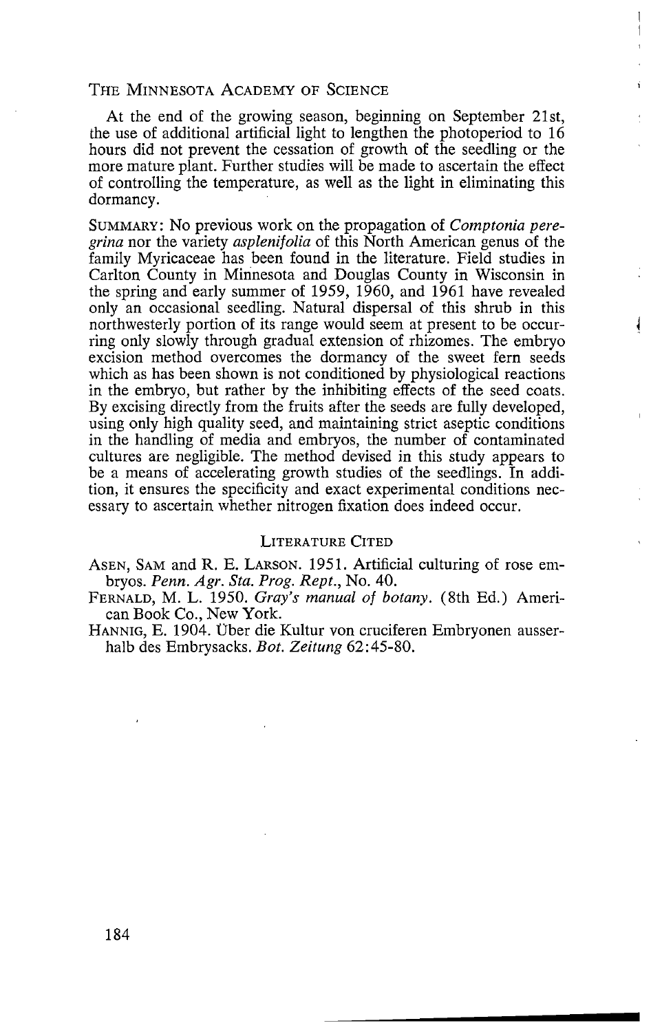At the end of the growing season, beginning on September 21st, the use of additional artificial light to lengthen the photoperiod to 16 hours did not prevent the cessation of growth of the seedling or the more mature plant. Further studies will be made to ascertain the effect of controlling the temperature, as well as the light in eliminating this dormancy.

SUMMARY: No previous work on the propagation of *Comptonia peregrina* nor the variety *asplenifolia* of this North American genus of the family Myricaceae has been found in the literature. Field studies in Carlton County in Minnesota and Douglas County in Wisconsin in the spring and early summer of 1959, 1960, and 1961 have revealed only an occasional seedling. Natural dispersal of this shrub in this northwesterly portion of its range would seem at present to be occurring only slowly through gradual extension of rhizomes. The embryo excision method overcomes the dormancy of the sweet fern seeds which as has been shown is not conditioned by physiological reactions in the embryo, but rather by the inhibiting effects of the seed coats. By excising directly from the fruits after the seeds are fully developed, using only high quality seed, and maintaining strict aseptic conditions in the handling of media and embryos, the number of contaminated cultures are negligible. The method devised in this study appears to be a means of accelerating growth studies of the seedlings. In addition, it ensures the specificity and exact experimental conditions necessary to ascertain whether nitrogen fixation does indeed occur.

## LITERATURE CITED

ASEN, SAM and R. E. LARSON. 1951. Artificial culturing of rose embryos. *Penn. Agr. Sta. Prog. Rept.*, No. 40.

FERNALD, M. L. 1950. *Gray's manual of botany.* (8th Ed.) American Book Co., New York.

HANNIG, E. 1904. Über die Kultur von cruciferen Embryonen ausserhalb des Embrysacks. *Bot. Zeitung* 62:45-80.